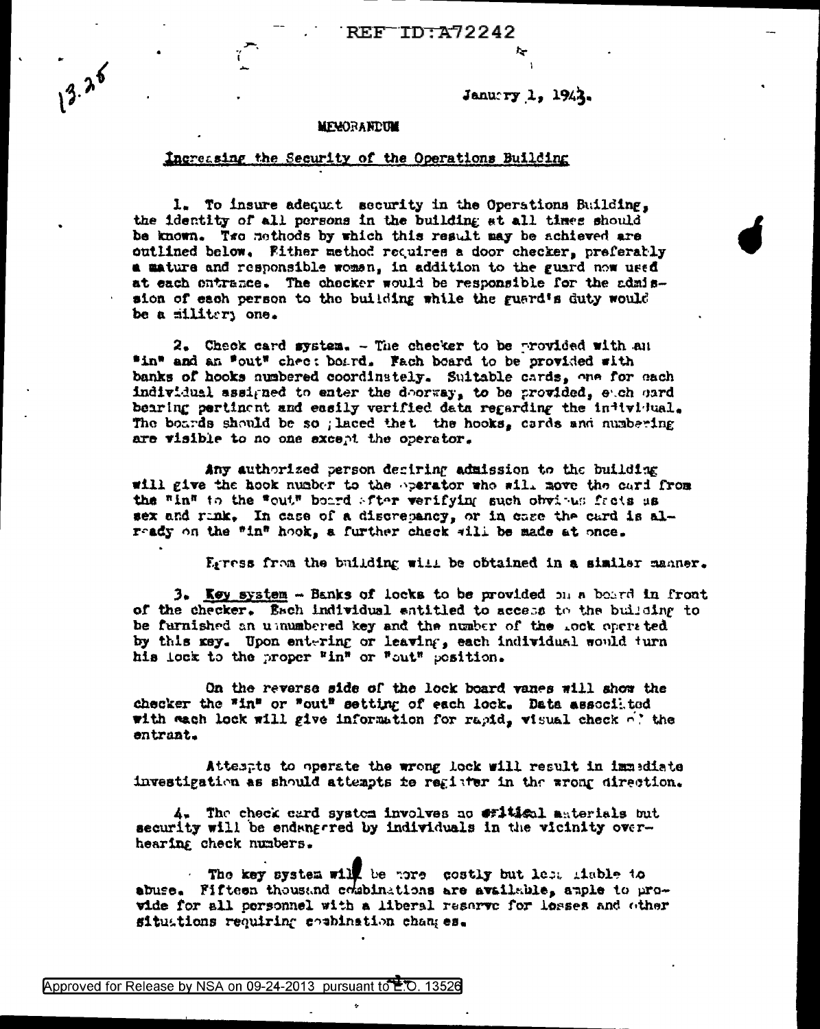January 1, 1943.

MEMORANDUM

Increasing the Security of the Operations Building

1. To insure adequate security in the Operations Building, the identity of all persons in the building at all times should be known. Two methods by which this result may be achieved are outlined below. Either method requires a door checker, preferably a mature and responsible woman, in addition to the guard now used at each entrance. The checker would be responsible for the admission of each person to the building while the guard's duty would be a military one.

2. Check card system. - The checker to be provided with an "in" and an "out" check board. Each board to be provided with banks of hooks numbered coordinately. Suitable cards, one for each individual assigned to enter the doorway, to be provided, each card bearing pertinent and easily verified data regarding the individual. The boards should be so placed that the hooks, cards and numbering are visible to no one except the operator.

Any authorized person desiring admission to the building will give the hook number to the operator who will move the card from the "in" to the "out" board after verifying such obvious facts as sex and rank. In case of a discrepancy, or in case the card is already on the "in" hook, a further check will be made at once.

Egress from the building will be obtained in a similar manner.

3. Key system - Banks of locks to be provided on a board in front of the checker. Each individual entitled to access to the building to be furnished an unnumbered key and the number of the lock operated by this key. Upon entering or leaving, each individual would turn his lock to the proper "in" or "out" position.

On the reverse side of the lock board vanes will show the checker the "in" or "out" setting of each lock. Data associated with each lock will give information for rapid, visual check of the entrant.

Attempts to operate the wrong lock will result in immediate investigation as should attempts to register in the wrong direction.

4. The check card system involves no critical materials but security will be endangered by individuals in the vicinity overhearing check numbers.

The key system will be more costly but less liable to abuse. Fifteen thousand combinations are available, ample to provide for all personnel with a liberal reserve for losses and other situations requiring combination changes.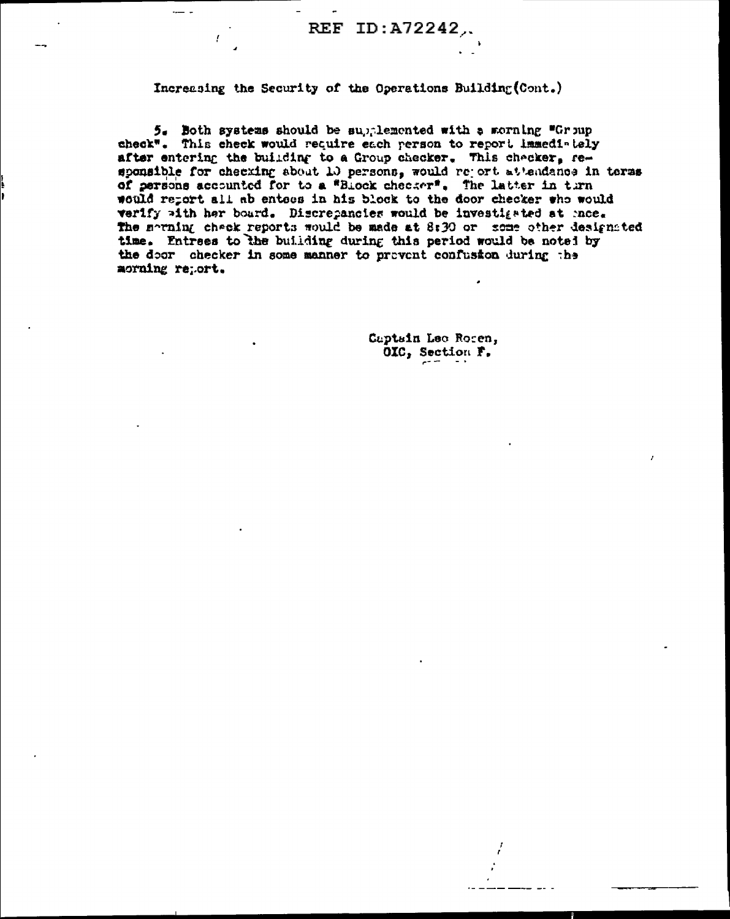REF ID:A72242

Increasing the Security of the Operations Building (Cont.)

5. Both systems should be supplemented with a morning "Group check". This check would require each person to report immediately after entering the building to a Group checker. This checker, responsible for checking about 10 persons, would report attendance in terms of persons accounted for to a "Block checker". The latter in turn would report all absentees in his block to the door checker who would verify with her board. Discrepancies would be investigated at once. The morning check reports would be made at 8:30 or some other designated time. Entrees to the building during this period would be noted by the door checker in some manner to prevent confusion during the morning report.

Captain Leo Rosen,
OIC, Section F.